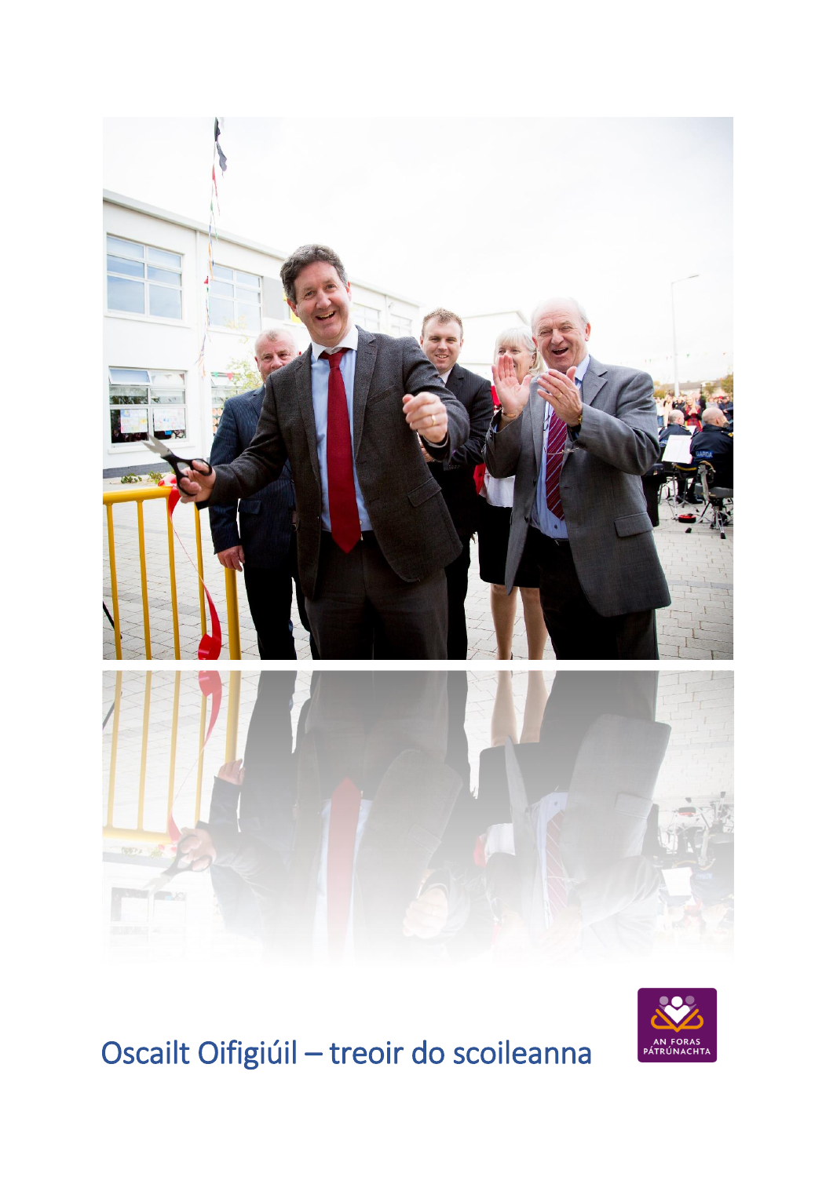# Oscailt Oifigiúil – treoir do scoileanna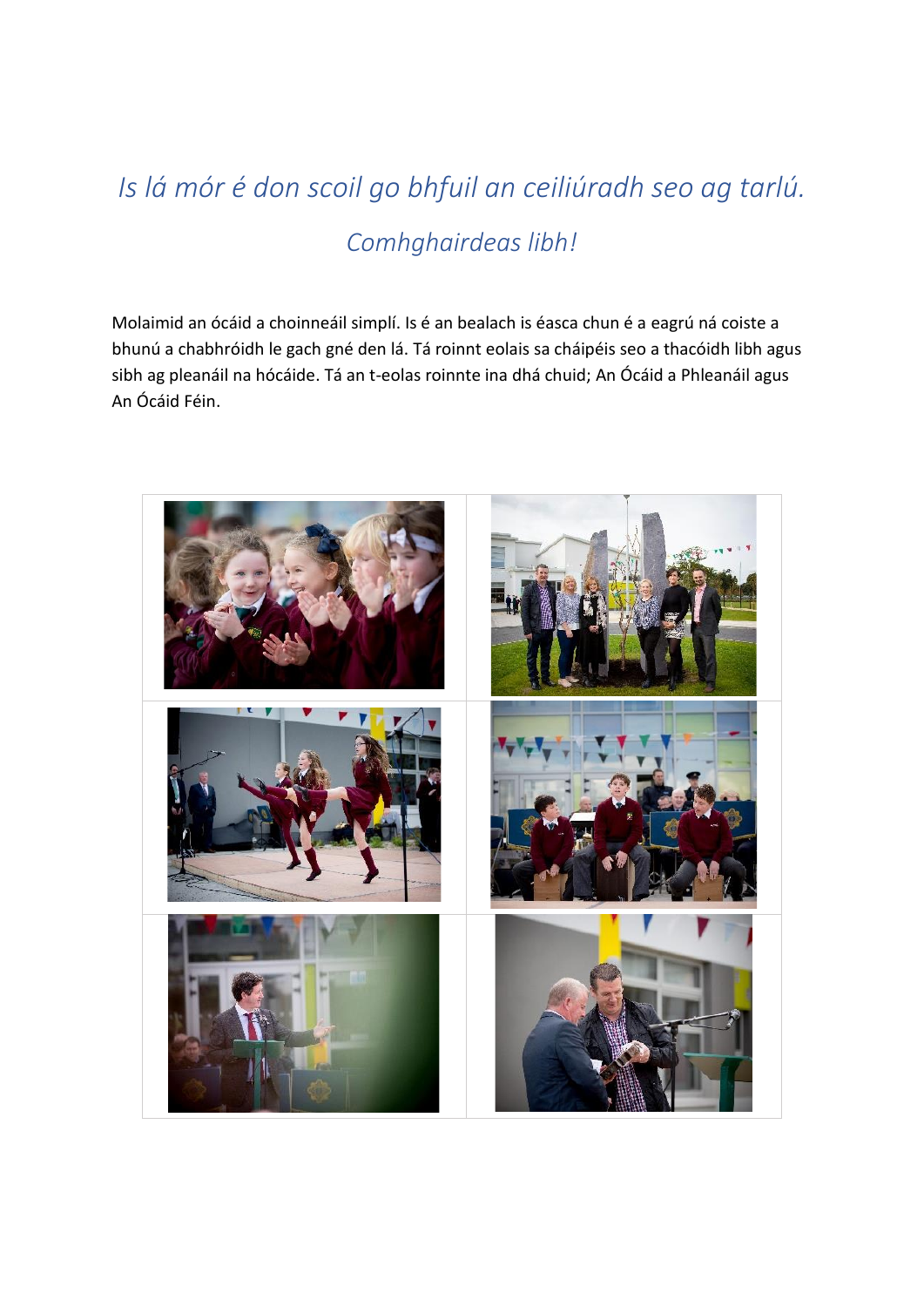*Is lá mór é don scoil go bhfuil an ceiliúradh seo ag tarlú.*

*Comhghairdeas libh!*

Molaimid an ócáid a choinneáil simplí. Is é an bealach is éasca chun é a eagrú ná coiste a bhunú a chabhróidh le gach gné den lá. Tá roinnt eolais sa cháipéis seo a thacóidh libh agus sibh ag pleanáil na hócáide. Tá an t-eolas roinnte ina dhá chuid; An Ócáid a Phleanáil agus An Ócáid Féin.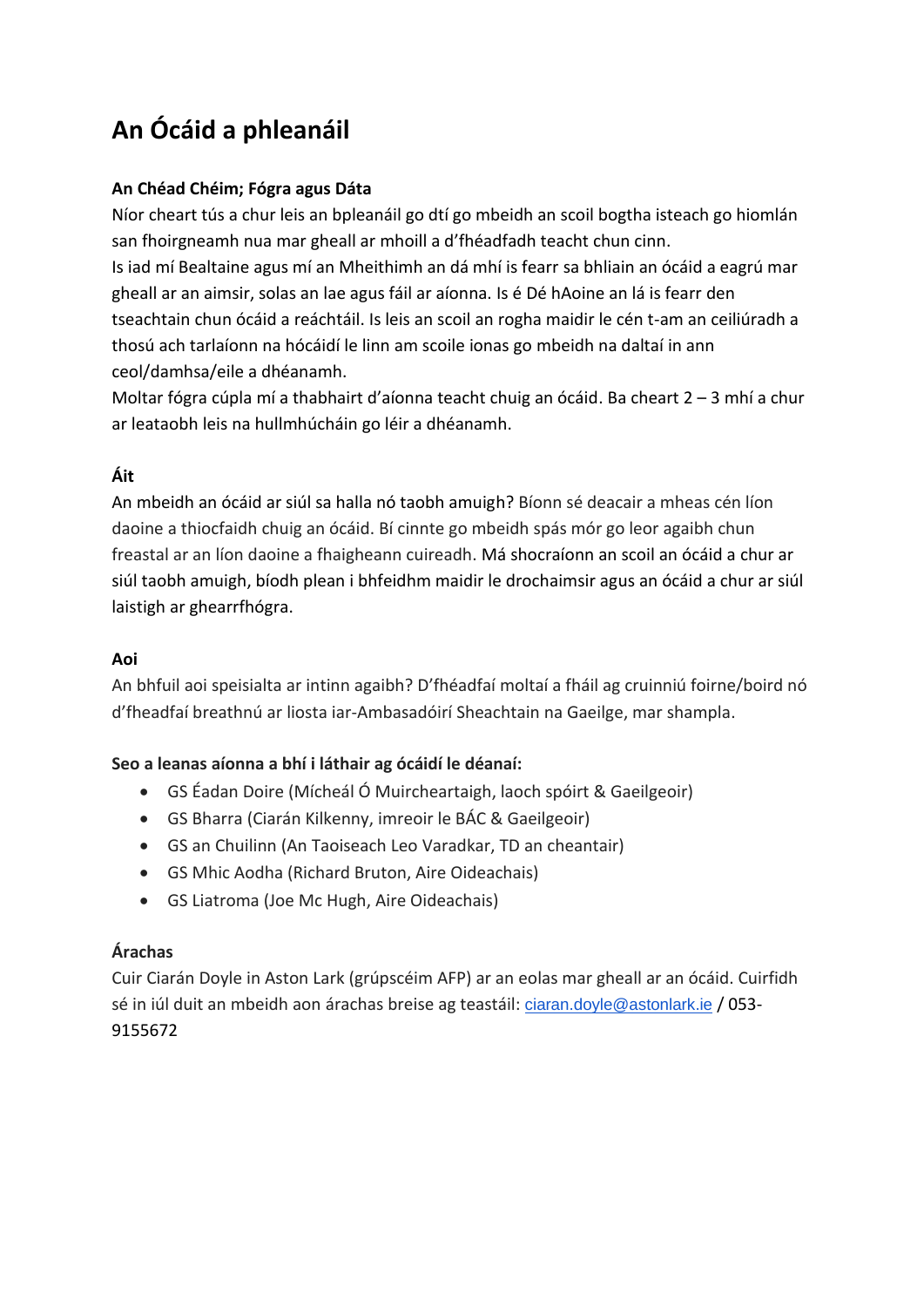# An Ócáid a phleanáil

**An Chéad Chéim; Fógra agus Dáta**

Níor cheart tús a chur leis an bpleanáil go dtí go mbeidh an scoil bogtha isteach go hiomlán san fhoirgneamh nua mar gheall ar mhoill a d'fhéadfadh teacht chun cinn.

Is iad mí Bealtaine agus mí an Mheithimh an dá mhí is fearr sa bhliain an ócáid a eagrú mar gheall ar an aimsir, solas an lae agus fáil ar aíonna. Is é Dé hAoine an lá is fearr den tseachtain chun ócáid a reáchtáil. Is leis an scoil an rogha maidir le cén t-am an ceiliúradh a thosú ach tarlaíonn na hócáidí le linn am scoile ionas go mbeidh na daltaí in ann ceol/damhsa/eile a dhéanamh.

Moltar fógra cúpla mí a thabhairt d'aíonna teacht chuig an ócáid. Ba cheart 2 – 3 mhí a chur ar leataobh leis na hullmhúcháin go léir a dhéanamh.

**Áit**

An mbeidh an ócáid ar siúl sa halla nó taobh amuigh? Bíonn sé deacair a mheas cén líon daoine a thiocfaidh chuig an ócáid. Bí cinnte go mbeidh spás mór go leor agaibh chun freastal ar an líon daoine a fhaigheann cuireadh. Má shocraíonn an scoil an ócáid a chur ar siúl taobh amuigh, bíodh plean i bhfeidhm maidir le drochaimsir agus an ócáid a chur ar siúl laistigh ar ghearrfhógra.

**Aoi**

An bhfuil aoi speisialta ar intinn agaibh? D'fhéadfaí moltaí a fháil ag cruinniú foirne/boird nó d'fheadfaí breathnú ar liosta iar-Ambasadóirí Sheachtain na Gaeilge, mar shampla.

**Seo a leanas aíonna a bhí i láthair ag ócáidí le déanaí:**

- GS Éadan Doire (Mícheál Ó Muircheartaigh, laoch spóirt & Gaeilgeoir)
- GS Bharra (Ciarán Kilkenny, imreoir le BÁC & Gaeilgeoir)
- GS an Chuilinn (An Taoiseach Leo Varadkar, TD an cheantair)
- GS Mhic Aodha (Richard Bruton, Aire Oideachais)
- GS Liatroma (Joe Mc Hugh, Aire Oideachais)

**Árachas**

Cuir Ciarán Doyle in Aston Lark (grúpscéim AFP) ar an eolas mar gheall ar an ócáid. Cuirfidh sé in iúl duit an mbeidh aon árachas breise ag teastáil: ciaran.doyle@astonlark.ie / 053-9155672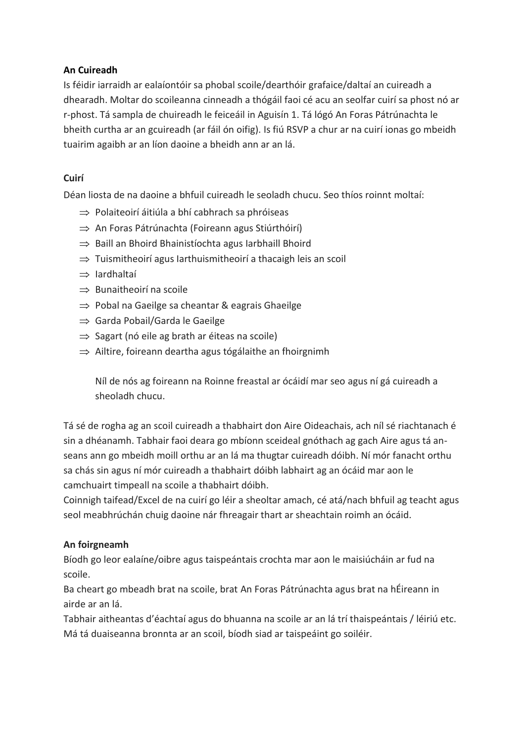**An Cuireadh**

Is féidir iarraidh ar ealaíontóir sa phobal scoile/dearthóir grafaice/daltaí an cuireadh a dhearadh. Moltar do scoileanna cinneadh a thógáil faoi cé acu an seolfar cuirí sa phost nó ar r-phost. Tá sampla de chuireadh le feiceáil in Aguisín 1. Tá lógó An Foras Pátrúnachta le bheith curtha ar an gcuireadh (ar fáil ón oifig). Is fiú RSVP a chur ar na cuirí ionas go mbeidh tuairim agaibh ar an líon daoine a bheidh ann ar an lá.

**Cuirí**

Déan liosta de na daoine a bhfuil cuireadh le seoladh chucu. Seo thíos roinnt moltaí:

⇒ Polaiteoirí áitiúla a bhí cabhrach sa phróiseas
⇒ An Foras Pátrúnachta (Foireann agus Stiúrthóirí)
⇒ Baill an Bhoird Bhainistíochta agus Iarbhaill Bhoird
⇒ Tuismitheoirí agus Iarthuismitheoirí a thacaigh leis an scoil
⇒ Iardhaltaí
⇒ Bunaitheoirí na scoile
⇒ Pobal na Gaeilge sa cheantar & eagrais Ghaeilge
⇒ Garda Pobail/Garda le Gaeilge
⇒ Sagart (nó eile ag brath ar éiteas na scoile)
⇒ Ailtire, foireann deartha agus tógálaithe an fhoirgnimh

Níl de nós ag foireann na Roinne freastal ar ócáidí mar seo agus ní gá cuireadh a sheoladh chucu.

Tá sé de rogha ag an scoil cuireadh a thabhairt don Aire Oideachais, ach níl sé riachtanach é sin a dhéanamh. Tabhair faoi deara go mbíonn sceideal gnóthach ag gach Aire agus tá an-seans ann go mbeidh moill orthu ar an lá ma thugtar cuireadh dóibh. Ní mór fanacht orthu sa chás sin agus ní mór cuireadh a thabhairt dóibh labhairt ag an ócáid mar aon le camchuairt timpeall na scoile a thabhairt dóibh.

Coinnigh taifead/Excel de na cuirí go léir a sheoltar amach, cé atá/nach bhfuil ag teacht agus seol meabhrúchán chuig daoine nár fhreagair thart ar sheachtain roimh an ócáid.

**An foirgneamh**

Bíodh go leor ealaíne/oibre agus taispeántais crochta mar aon le maisiúcháin ar fud na scoile.

Ba cheart go mbeadh brat na scoile, brat An Foras Pátrúnachta agus brat na hÉireann in airde ar an lá.

Tabhair aitheantas d'éachtaí agus do bhuanna na scoile ar an lá trí thaispeántais / léiriú etc. Má tá duaiseanna bronnta ar an scoil, bíodh siad ar taispeáint go soiléir.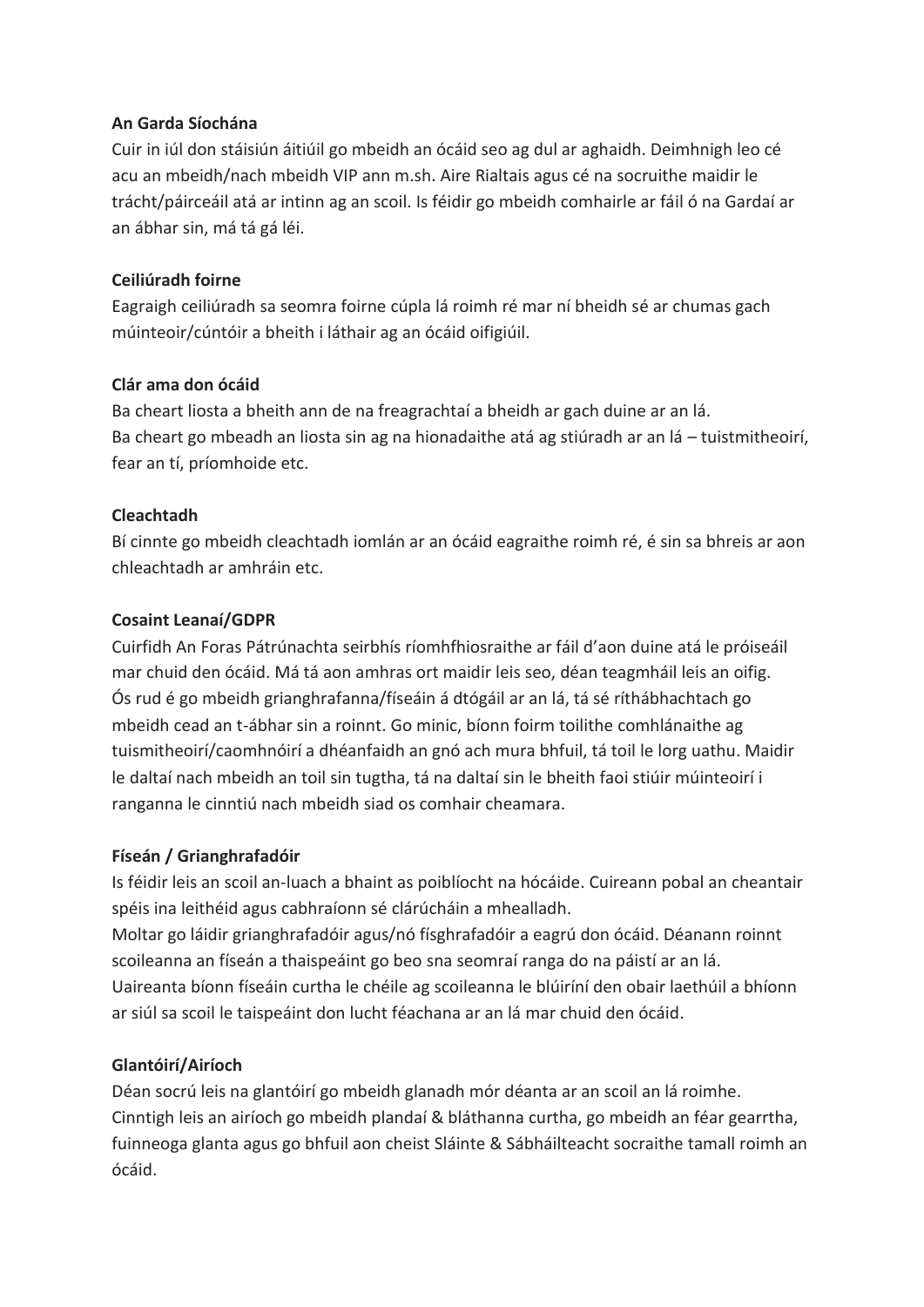**An Garda Síochána**

Cuir in iúl don stáisiún áitiúil go mbeidh an ócáid seo ag dul ar aghaidh. Deimhnigh leo cé acu an mbeidh/nach mbeidh VIP ann m.sh. Aire Rialtais agus cé na socruithe maidir le trácht/páirceáil atá ar intinn ag an scoil. Is féidir go mbeidh comhairle ar fáil ó na Gardaí ar an ábhar sin, má tá gá léi.

**Ceiliúradh foirne**

Eagraigh ceiliúradh sa seomra foirne cúpla lá roimh ré mar ní bheidh sé ar chumas gach múinteoir/cúntóir a bheith i láthair ag an ócáid oifigiúil.

**Clár ama don ócáid**

Ba cheart liosta a bheith ann de na freagrachtaí a bheidh ar gach duine ar an lá.
Ba cheart go mbeadh an liosta sin ag na hionadaithe atá ag stiúradh ar an lá – tuistmitheoirí, fear an tí, príomhoide etc.

**Cleachtadh**

Bí cinnte go mbeidh cleachtadh iomlán ar an ócáid eagraithe roimh ré, é sin sa bhreis ar aon chleachtadh ar amhráin etc.

**Cosaint Leanaí/GDPR**

Cuirfidh An Foras Pátrúnachta seirbhís ríomhfhiosraithe ar fáil d'aon duine atá le próiseáil mar chuid den ócáid. Má tá aon amhras ort maidir leis seo, déan teagmháil leis an oifig. Ós rud é go mbeidh grianghrafanna/físeáin á dtógáil ar an lá, tá sé ríthábhachtach go mbeidh cead an t-ábhar sin a roinnt. Go minic, bíonn foirm toilithe comhlánaithe ag tuismitheoirí/caomhnóirí a dhéanfaidh an gnó ach mura bhfuil, tá toil le lorg uathu. Maidir le daltaí nach mbeidh an toil sin tugtha, tá na daltaí sin le bheith faoi stiúir múinteoirí i ranganna le cinntiú nach mbeidh siad os comhair cheamara.

**Físeán / Grianghrafadóir**

Is féidir leis an scoil an-luach a bhaint as poiblíocht na hócáide. Cuireann pobal an cheantair spéis ina leithéid agus cabhraíonn sé clárúcháin a mhealladh.
Moltar go láidir grianghrafadóir agus/nó físghrafadóir a eagrú don ócáid. Déanann roinnt scoileanna an físeán a thaispeáint go beo sna seomraí ranga do na páistí ar an lá.
Uaireanta bíonn físeáin curtha le chéile ag scoileanna le blúiríní den obair laethúil a bhíonn ar siúl sa scoil le taispeáint don lucht féachana ar an lá mar chuid den ócáid.

**Glantóirí/Airíoch**

Déan socrú leis na glantóirí go mbeidh glanadh mór déanta ar an scoil an lá roimhe.
Cinntigh leis an airíoch go mbeidh plandaí & bláthanna curtha, go mbeidh an féar gearrtha, fuinneoga glanta agus go bhfuil aon cheist Sláinte & Sábháilteacht socraithe tamall roimh an ócáid.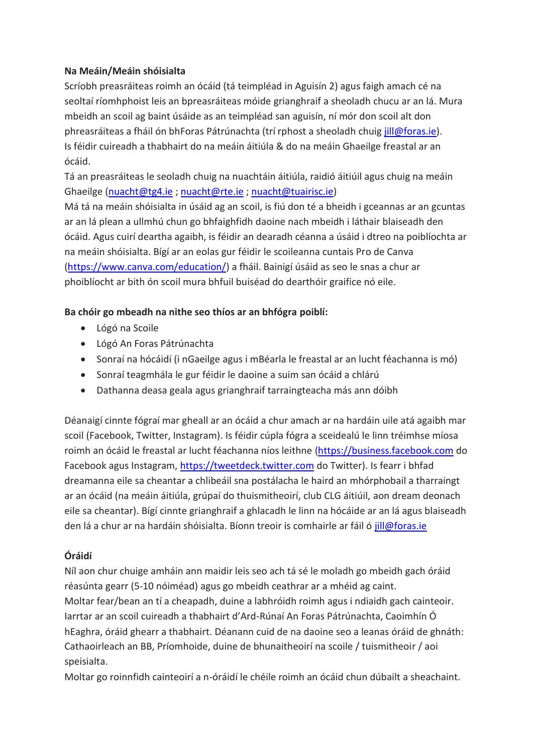**Na Meáin/Meáin shóisialta**

Scríobh preasráiteas roimh an ócáid (tá teimpléad in Aguisín 2) agus faigh amach cé na seoltaí ríomhphoist leis an bpreasráiteas móide grianghraif a sheoladh chucu ar an lá. Mura mbeidh an scoil ag baint úsáide as an teimpléad san aguisín, ní mór don scoil alt don phreasráiteas a fháil ón bhForas Pátrúnachta (trí rphost a sheoladh chuig jill@foras.ie).
Is féidir cuireadh a thabhairt do na meáin áitiúla & do na meáin Ghaeilge freastal ar an ócáid.
Tá an preasráiteas le seoladh chuig na nuachtáin áitiúla, raidió áitiúil agus chuig na meáin Ghaeilge (nuacht@tg4.ie ; nuacht@rte.ie ; nuacht@tuairisc.ie)
Má tá na meáin shóisialta in úsáid ag an scoil, is fiú don té a bheidh i gceannas ar an gcuntas ar an lá plean a ullmhú chun go bhfaighfidh daoine nach mbeidh i láthair blaiseadh den ócáid. Agus cuirí deartha agaibh, is féidir an dearadh céanna a úsáid i dtreo na poiblíochta ar na meáin shóisialta. Bígí ar an eolas gur féidir le scoileanna cuntais Pro de Canva (https://www.canva.com/education/) a fháil. Bainigí úsáid as seo le snas a chur ar phoiblíocht ar bith ón scoil mura bhfuil buiséad do dhearthóir grafice nó eile.

**Ba chóir go mbeadh na nithe seo thíos ar an bhfógra poiblí:**

- Lógó na Scoile
- Lógó An Foras Pátrúnachta
- Sonraí na hócáidí (i nGaeilge agus i mBéarla le freastal ar an lucht féachanna is mó)
- Sonraí teagmhála le gur féidir le daoine a suim san ócáid a chlárú
- Dathanna deasa geala agus grianghraif tarraingteacha más ann dóibh

Déanaigí cinnte fógraí mar gheall ar an ócáid a chur amach ar na hardáin uile atá agaibh mar scoil (Facebook, Twitter, Instagram). Is féidir cúpla fógra a sceidealú le linn tréimhse míosa roimh an ócáid le freastal ar lucht féachanna níos leithne (https://business.facebook.com do Facebook agus Instagram, https://tweetdeck.twitter.com do Twitter). Is fearr i bhfad dreamanna eile sa cheantar a chlibeáil sna postálacha le haird an mhórphobail a tharraingt ar an ócáid (na meáin áitiúla, grúpaí do thuismitheoirí, club CLG áitiúil, aon dream deonach eile sa cheantar). Bígí cinnte grianghraif a ghlacadh le linn na hócáide ar an lá agus blaiseadh den lá a chur ar na hardáin shóisialta. Bíonn treoir is comhairle ar fáil ó jill@foras.ie

**Óráidí**

Níl aon chur chuige amháin ann maidir leis seo ach tá sé le moladh go mbeidh gach óráid réasúnta gearr (5-10 nóiméad) agus go mbeidh ceathrar ar a mhéid ag caint.
Moltar fear/bean an tí a cheapadh, duine a labhróidh roimh agus i ndiaidh gach cainteoir.
Iarrtar ar an scoil cuireadh a thabhairt d'Ard-Rúnaí An Foras Pátrúnachta, Caoimhín Ó hEaghra, óráid ghearr a thabhairt. Déanann cuid de na daoine seo a leanas óráid de ghnáth: Cathaoirleach an BB, Príomhoide, duine de bhunaitheoirí na scoile / tuismitheoir / aoi speisialta.
Moltar go roinnfidh cainteoirí a n-óráidí le chéile roimh an ócáid chun dúbailt a sheachaint.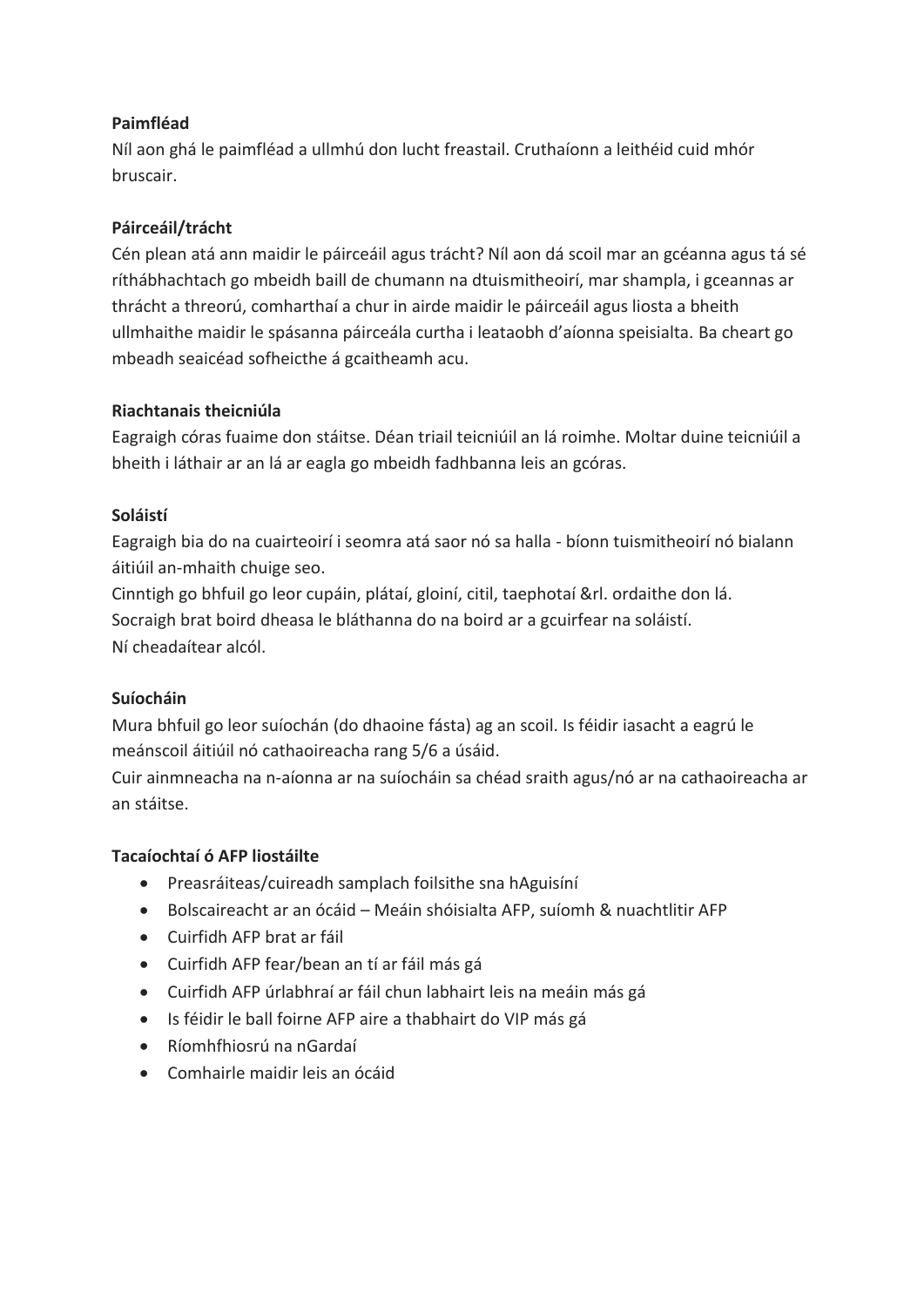**Paimfléad**

Níl aon ghá le paimfléad a ullmhú don lucht freastail. Cruthaíonn a leithéid cuid mhór bruscair.

**Páirceáil/trácht**

Cén plean atá ann maidir le páirceáil agus trácht? Níl aon dá scoil mar an gcéanna agus tá sé ríthábhachtach go mbeidh baill de chumann na dtuismitheoirí, mar shampla, i gceannas ar thrácht a threorú, comharthaí a chur in airde maidir le páirceáil agus liosta a bheith ullmhaithe maidir le spásanna páirceála curtha i leataobh d'aíonna speisialta. Ba cheart go mbeadh seaicéad sofheicthe á gcaitheamh acu.

**Riachtanais theicniúla**

Eagraigh córas fuaime don stáitse. Déan triail teicniúil an lá roimhe. Moltar duine teicniúil a bheith i láthair ar an lá ar eagla go mbeidh fadhbanna leis an gcóras.

**Soláistí**

Eagraigh bia do na cuairteoirí i seomra atá saor nó sa halla - bíonn tuismitheoirí nó bialann áitiúil an-mhaith chuige seo.

Cinntigh go bhfuil go leor cupáin, plátaí, gloiní, citil, taephotaí &rl. ordaithe don lá.

Socraigh brat boird dheasa le bláthanna do na boird ar a gcuirfear na soláistí.

Ní cheadaítear alcól.

**Suíocháin**

Mura bhfuil go leor suíochán (do dhaoine fásta) ag an scoil. Is féidir iasacht a eagrú le meánscoil áitiúil nó cathaoireacha rang 5/6 a úsáid.

Cuir ainmneacha na n-aíonna ar na suíocháin sa chéad sraith agus/nó ar na cathaoireacha ar an stáitse.

**Tacaíochtaí ó AFP liostáilte**

- Preasráiteas/cuireadh samplach foilsithe sna hAguisíní
- Bolscaireacht ar an ócáid – Meáin shóisialta AFP, suíomh & nuachtlitir AFP
- Cuirfidh AFP brat ar fáil
- Cuirfidh AFP fear/bean an tí ar fáil más gá
- Cuirfidh AFP úrlabhraí ar fáil chun labhairt leis na meáin más gá
- Is féidir le ball foirne AFP aire a thabhairt do VIP más gá
- Ríomhfhiosrú na nGardaí
- Comhairle maidir leis an ócáid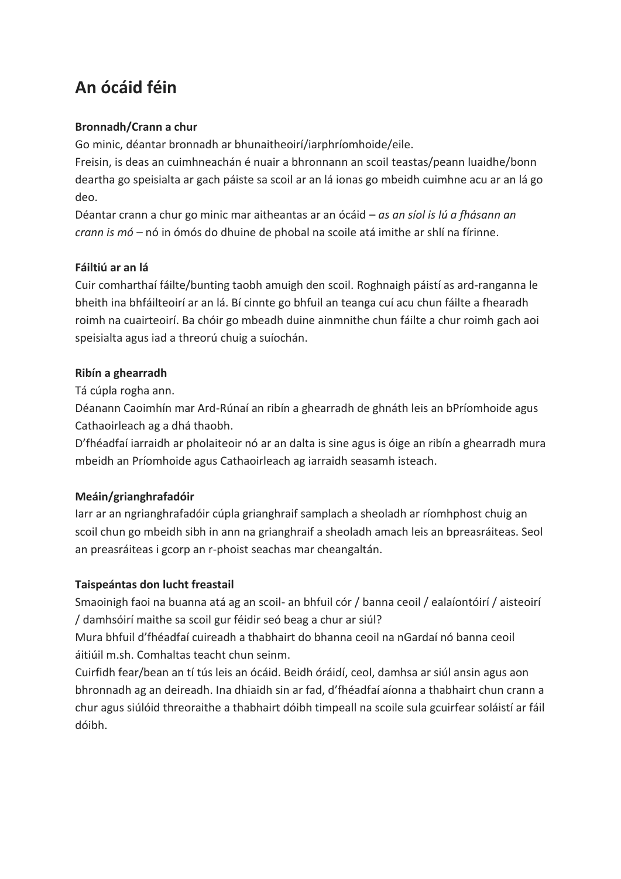# An ócáid féin

**Bronnadh/Crann a chur**

Go minic, déantar bronnadh ar bhunaitheoirí/iarphríomhoide/eile.

Freisin, is deas an cuimhneachán é nuair a bhronnann an scoil teastas/peann luaidhe/bonn deartha go speisialta ar gach páiste sa scoil ar an lá ionas go mbeidh cuimhne acu ar an lá go deo.

Déantar crann a chur go minic mar aitheantas ar an ócáid – *as an síol is lú a fhásann an crann is mó* – nó in ómós do dhuine de phobal na scoile atá imithe ar shlí na fírinne.

**Fáiltiú ar an lá**

Cuir comharthaí fáilte/bunting taobh amuigh den scoil. Roghnaigh páistí as ard-ranganna le bheith ina bhfáilteoirí ar an lá. Bí cinnte go bhfuil an teanga cuí acu chun fáilte a fhearadh roimh na cuairteoirí. Ba chóir go mbeadh duine ainmnithe chun fáilte a chur roimh gach aoi speisialta agus iad a threorú chuig a suíochán.

**Ribín a ghearradh**

Tá cúpla rogha ann.

Déanann Caoimhín mar Ard-Rúnaí an ribín a ghearradh de ghnáth leis an bPríomhoide agus Cathaoirleach ag a dhá thaobh.

D'fhéadfaí iarraidh ar pholaiteoir nó ar an dalta is sine agus is óige an ribín a ghearradh mura mbeidh an Príomhoide agus Cathaoirleach ag iarraidh seasamh isteach.

**Meáin/grianghrafadóir**

Iarr ar an ngrianghrafadóir cúpla grianghraif samplach a sheoladh ar ríomhphost chuig an scoil chun go mbeidh sibh in ann na grianghraif a sheoladh amach leis an bpreasráiteas. Seol an preasráiteas i gcorp an r-phoist seachas mar cheangaltán.

**Taispeántas don lucht freastail**

Smaoinigh faoi na buanna atá ag an scoil- an bhfuil cór / banna ceoil / ealaíontóirí / aisteoirí / damhsóirí maithe sa scoil gur féidir seó beag a chur ar siúl?

Mura bhfuil d'fhéadfaí cuireadh a thabhairt do bhanna ceoil na nGardaí nó banna ceoil áitiúil m.sh. Comhaltas teacht chun seinm.

Cuirfidh fear/bean an tí tús leis an ócáid. Beidh óráidí, ceol, damhsa ar siúl ansin agus aon bhronnadh ag an deireadh. Ina dhiaidh sin ar fad, d'fhéadfaí aíonna a thabhairt chun crann a chur agus siúlóid threoraithe a thabhairt dóibh timpeall na scoile sula gcuirfear soláistí ar fáil dóibh.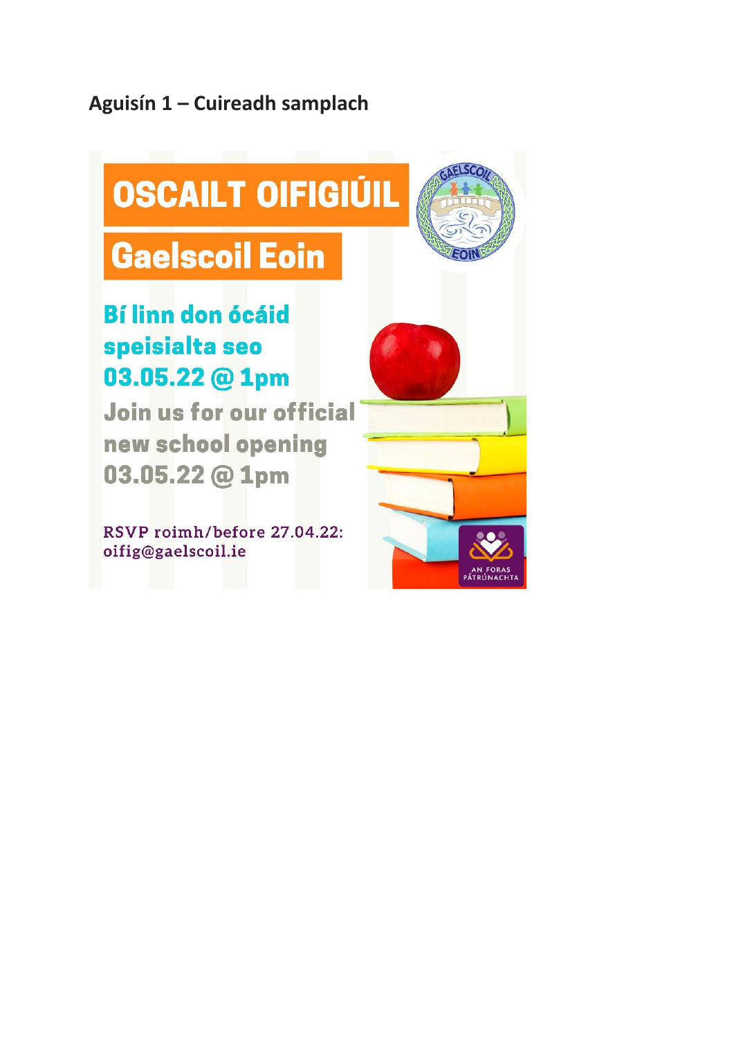## Aguisín 1 – Cuireadh samplach

# OSCAILT OIFIGIÚIL

## Gaelscoil Eoin

**Bí linn don ócáid speisialta seo**
**03.05.22 @ 1pm**

**Join us for our official new school opening**
**03.05.22 @ 1pm**

RSVP roimh/before 27.04.22:
oifig@gaelscoil.ie

GAELSCOIL EOIN

AN FORAS PÁTRÚNACHTA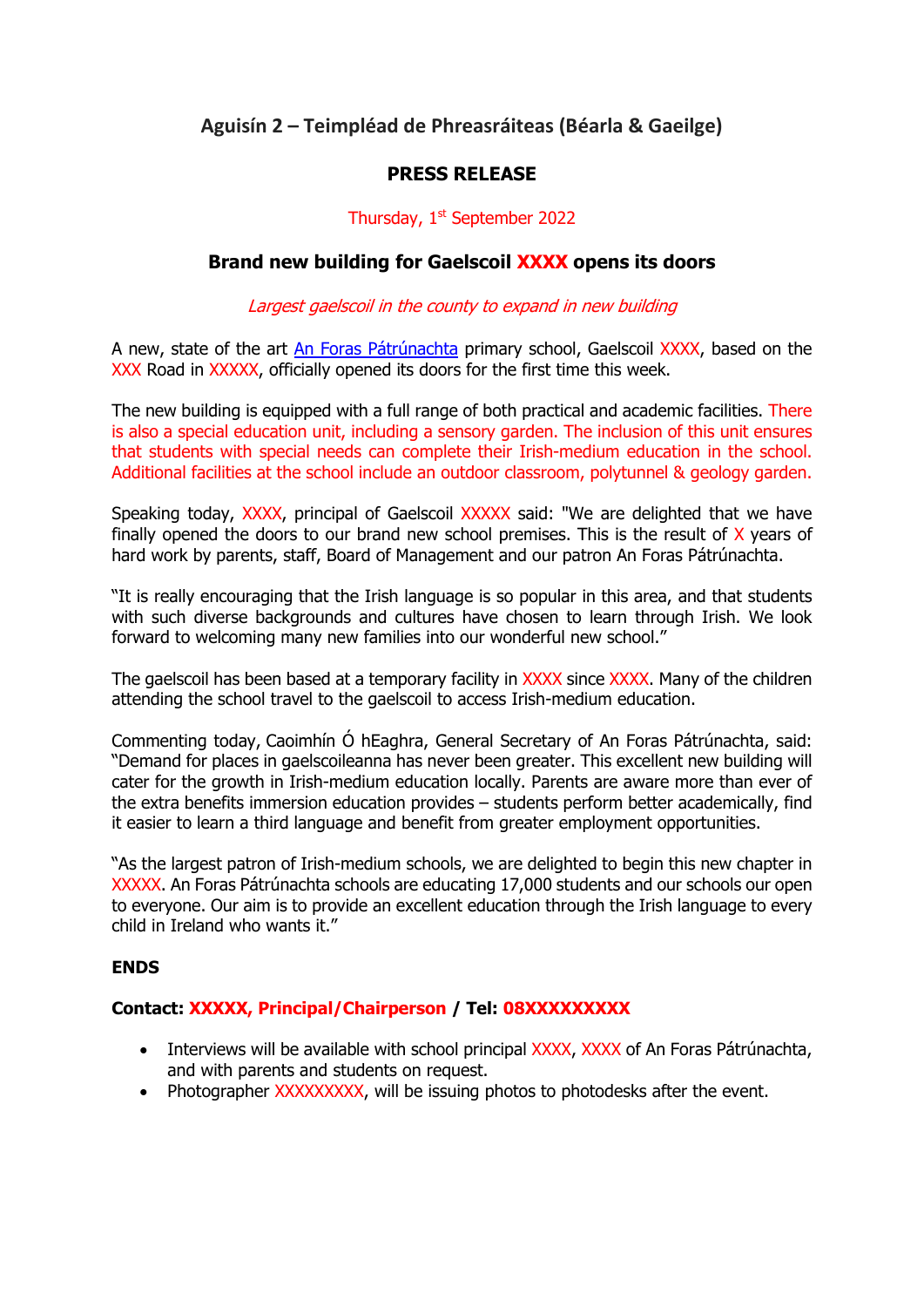## Aguisín 2 – Teimpléad de Phreasráiteas (Béarla & Gaeilge)

### PRESS RELEASE

Thursday, 1st September 2022

### Brand new building for Gaelscoil XXXX opens its doors

*Largest gaelscoil in the county to expand in new building*

A new, state of the art An Foras Pátrúnachta primary school, Gaelscoil XXXX, based on the XXX Road in XXXXX, officially opened its doors for the first time this week.

The new building is equipped with a full range of both practical and academic facilities. There is also a special education unit, including a sensory garden. The inclusion of this unit ensures that students with special needs can complete their Irish-medium education in the school. Additional facilities at the school include an outdoor classroom, polytunnel & geology garden.

Speaking today, XXXX, principal of Gaelscoil XXXXX said: "We are delighted that we have finally opened the doors to our brand new school premises. This is the result of X years of hard work by parents, staff, Board of Management and our patron An Foras Pátrúnachta.

"It is really encouraging that the Irish language is so popular in this area, and that students with such diverse backgrounds and cultures have chosen to learn through Irish. We look forward to welcoming many new families into our wonderful new school."

The gaelscoil has been based at a temporary facility in XXXX since XXXX. Many of the children attending the school travel to the gaelscoil to access Irish-medium education.

Commenting today, Caoimhín Ó hEaghra, General Secretary of An Foras Pátrúnachta, said: "Demand for places in gaelscoileanna has never been greater. This excellent new building will cater for the growth in Irish-medium education locally. Parents are aware more than ever of the extra benefits immersion education provides – students perform better academically, find it easier to learn a third language and benefit from greater employment opportunities.

"As the largest patron of Irish-medium schools, we are delighted to begin this new chapter in XXXXX. An Foras Pátrúnachta schools are educating 17,000 students and our schools our open to everyone. Our aim is to provide an excellent education through the Irish language to every child in Ireland who wants it."

**ENDS**

**Contact: XXXXX, Principal/Chairperson / Tel: 08XXXXXXXXX**

- Interviews will be available with school principal XXXX, XXXX of An Foras Pátrúnachta, and with parents and students on request.
- Photographer XXXXXXXXX, will be issuing photos to photodesks after the event.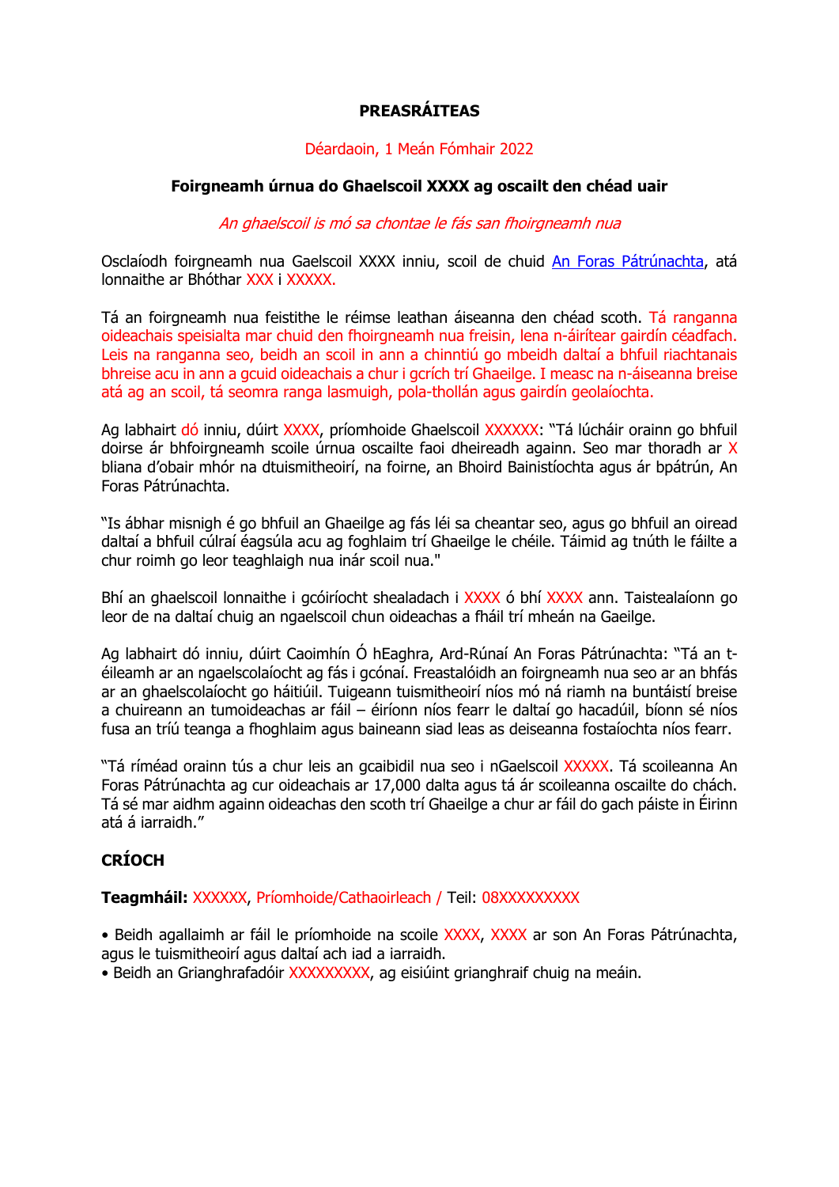**PREASRÁITEAS**

Déardaoin, 1 Meán Fómhair 2022

**Foirgneamh úrnua do Ghaelscoil XXXX ag oscailt den chéad uair**

*An ghaelscoil is mó sa chontae le fás san fhoirgneamh nua*

Osclaíodh foirgneamh nua Gaelscoil XXXX inniu, scoil de chuid An Foras Pátrúnachta, atá lonnaithe ar Bhóthar XXX i XXXXX.

Tá an foirgneamh nua feistithe le réimse leathan áiseanna den chéad scoth. Tá ranganna oideachais speisialta mar chuid den fhoirgneamh nua freisin, lena n-áirítear gairdín céadfach. Leis na ranganna seo, beidh an scoil in ann a chinntiú go mbeidh daltaí a bhfuil riachtanais bhreise acu in ann a gcuid oideachais a chur i gcrích trí Ghaeilge. I measc na n-áiseanna breise atá ag an scoil, tá seomra ranga lasmuigh, pola-thollán agus gairdín geolaíochta.

Ag labhairt dó inniu, dúirt XXXX, príomhoide Ghaelscoil XXXXXX: "Tá lúcháir orainn go bhfuil doirse ár bhfoirgneamh scoile úrnua oscailte faoi dheireadh againn. Seo mar thoradh ar X bliana d'obair mhór na dtuismitheoirí, na foirne, an Bhoird Bainistíochta agus ár bpátrún, An Foras Pátrúnachta.

"Is ábhar misnigh é go bhfuil an Ghaeilge ag fás léi sa cheantar seo, agus go bhfuil an oiread daltaí a bhfuil cúlraí éagsúla acu ag foghlaim trí Ghaeilge le chéile. Táimid ag tnúth le fáilte a chur roimh go leor teaghlaigh nua inár scoil nua."

Bhí an ghaelscoil lonnaithe i gcóiríocht shealadach i XXXX ó bhí XXXX ann. Taistealaíonn go leor de na daltaí chuig an ngaelscoil chun oideachas a fháil trí mheán na Gaeilge.

Ag labhairt dó inniu, dúirt Caoimhín Ó hEaghra, Ard-Rúnaí An Foras Pátrúnachta: "Tá an t-éileamh ar an ngaelscolaíocht ag fás i gcónaí. Freastalóidh an foirgneamh nua seo ar an bhfás ar an ghaelscolaíocht go háitiúil. Tuigeann tuismitheoirí níos mó ná riamh na buntáistí breise a chuireann an tumoideachas ar fáil – éiríonn níos fearr le daltaí go hacadúil, bíonn sé níos fusa an tríú teanga a fhoghlaim agus baineann siad leas as deiseanna fostaíochta níos fearr.

"Tá ríméad orainn tús a chur leis an gcaibidil nua seo i nGaelscoil XXXXX. Tá scoileanna An Foras Pátrúnachta ag cur oideachais ar 17,000 dalta agus tá ár scoileanna oscailte do chách. Tá sé mar aidhm againn oideachas den scoth trí Ghaeilge a chur ar fáil do gach páiste in Éirinn atá á iarraidh."

**CRÍOCH**

**Teagmháil:** XXXXXX, Príomhoide/Cathaoirleach / Teil: 08XXXXXXXXX

- Beidh agallaimh ar fáil le príomhoide na scoile XXXX, XXXX ar son An Foras Pátrúnachta, agus le tuismitheoirí agus daltaí ach iad a iarraidh.
- Beidh an Grianghrafadóir XXXXXXXXX, ag eisiúint grianghraif chuig na meáin.